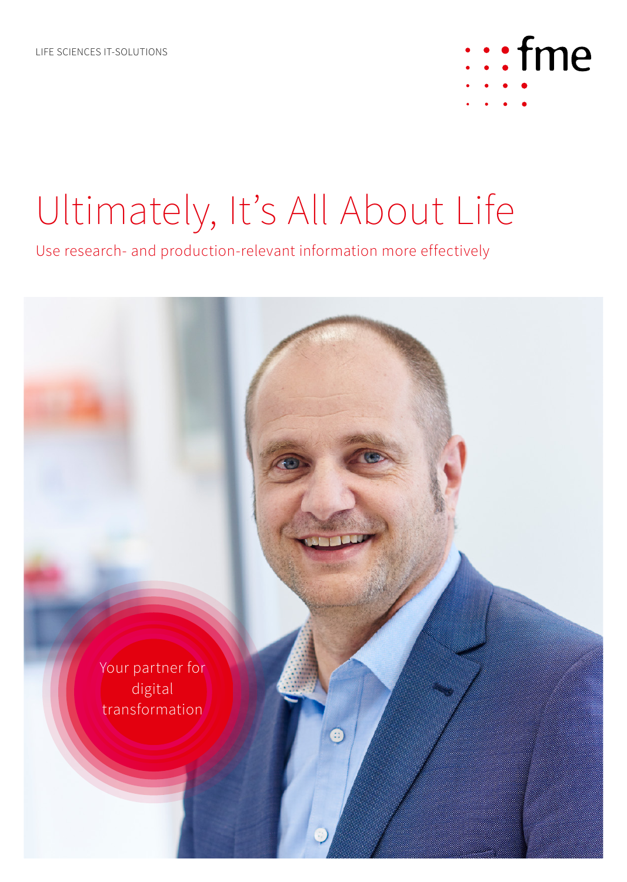LIFE SCIENCES IT-SOLUTIONS

fme

# Ultimately, It's All About Life

Use research- and production-relevant information more effectively

Your partner for digital transformation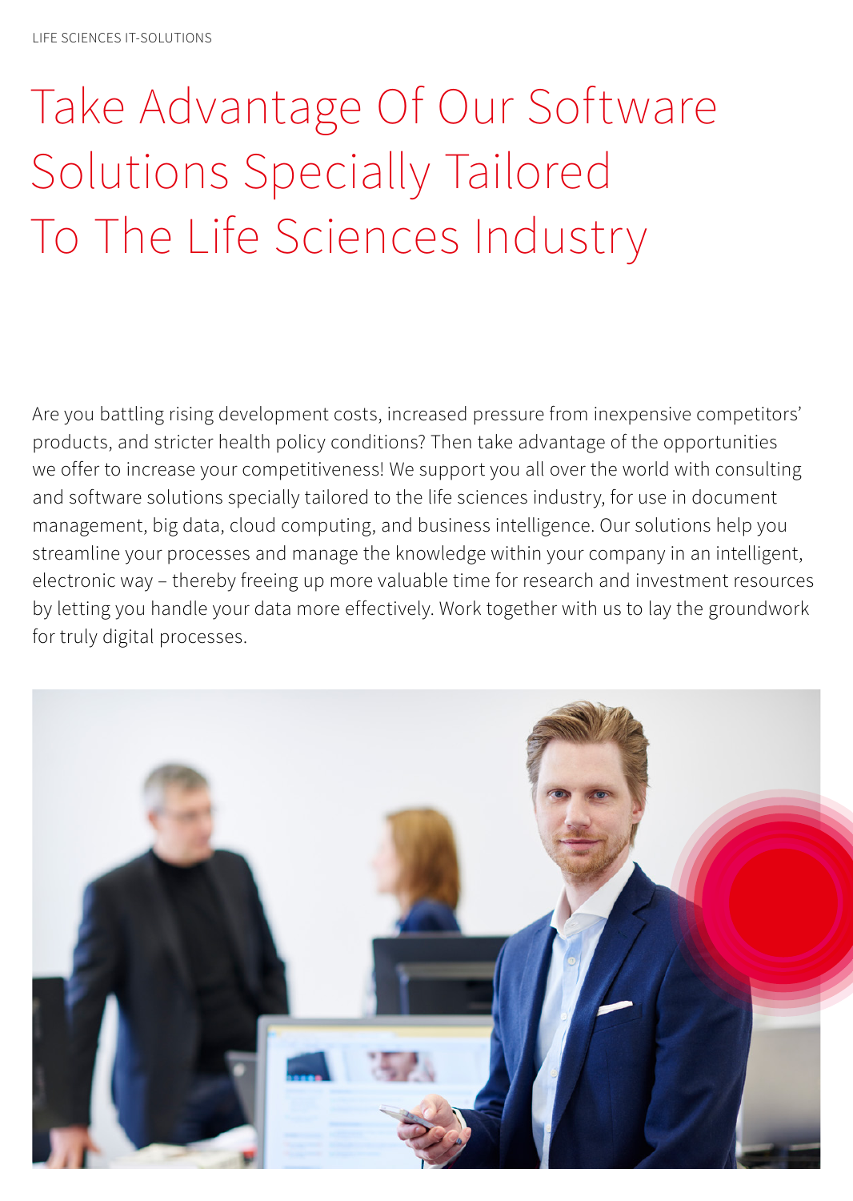LIFE SCIENCES IT-SOLUTIONS

# Take Advantage Of Our Software Solutions Specially Tailored To The Life Sciences Industry

Are you battling rising development costs, increased pressure from inexpensive competitors' products, and stricter health policy conditions? Then take advantage of the opportunities we offer to increase your competitiveness! We support you all over the world with consulting and software solutions specially tailored to the life sciences industry, for use in document management, big data, cloud computing, and business intelligence. Our solutions help you streamline your processes and manage the knowledge within your company in an intelligent, electronic way – thereby freeing up more valuable time for research and investment resources by letting you handle your data more effectively. Work together with us to lay the groundwork for truly digital processes.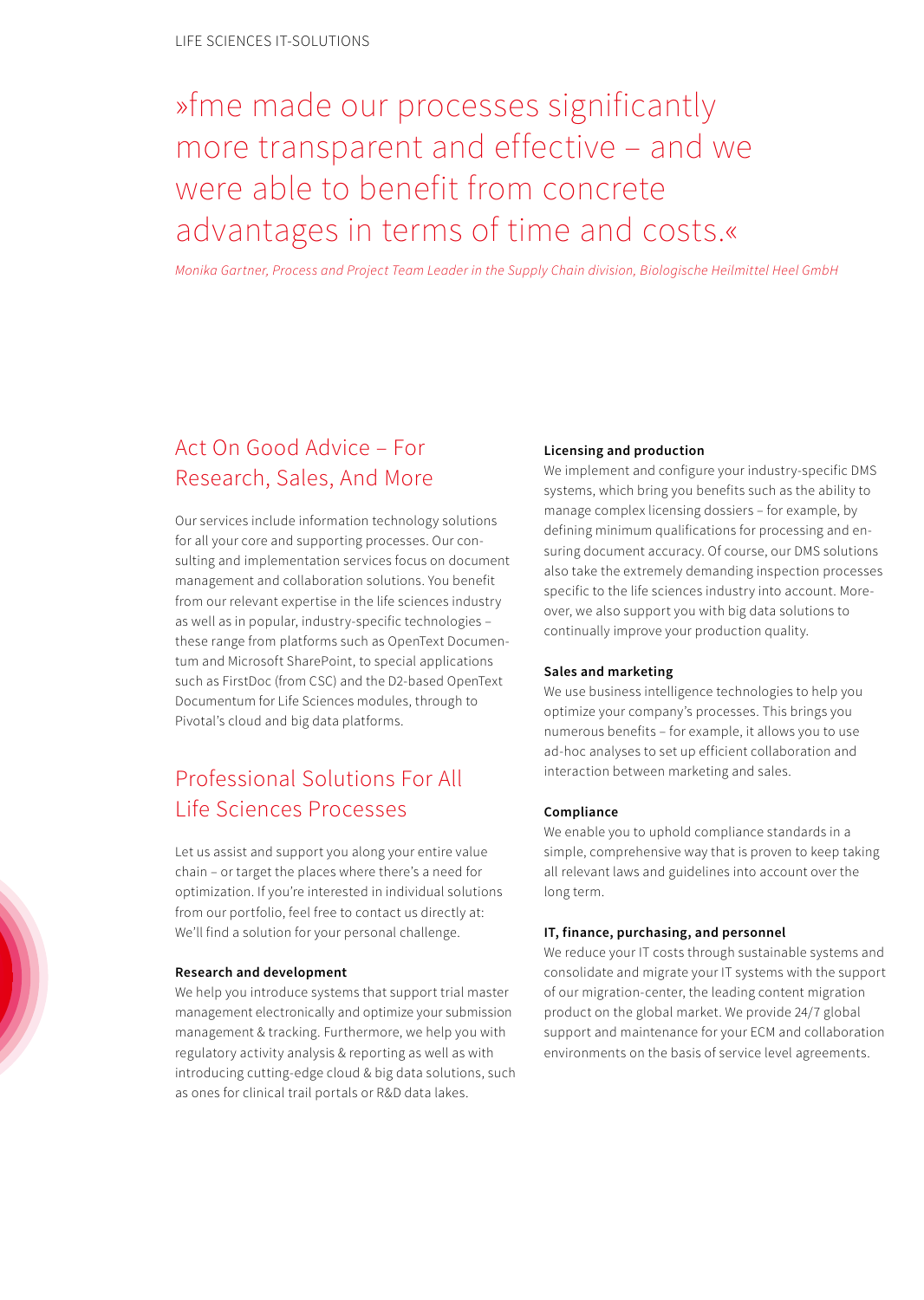> »fme made our processes significantly more transparent and effective – and we were able to benefit from concrete advantages in terms of time and costs.«

*Monika Gartner, Process and Project Team Leader in the Supply Chain division, Biologische Heilmittel Heel GmbH*

## Act On Good Advice – For Research, Sales, And More

Our services include information technology solutions for all your core and supporting processes. Our consulting and implementation services focus on document management and collaboration solutions. You benefit from our relevant expertise in the life sciences industry as well as in popular, industry-specific technologies – these range from platforms such as OpenText Documentum and Microsoft SharePoint, to special applications such as FirstDoc (from CSC) and the D2-based OpenText Documentum for Life Sciences modules, through to Pivotal's cloud and big data platforms.

## Professional Solutions For All Life Sciences Processes

Let us assist and support you along your entire value chain – or target the places where there's a need for optimization. If you're interested in individual solutions from our portfolio, feel free to contact us directly at: We'll find a solution for your personal challenge.

**Research and development**
We help you introduce systems that support trial master management electronically and optimize your submission management & tracking. Furthermore, we help you with regulatory activity analysis & reporting as well as with introducing cutting-edge cloud & big data solutions, such as ones for clinical trail portals or R&D data lakes.

**Licensing and production**
We implement and configure your industry-specific DMS systems, which bring you benefits such as the ability to manage complex licensing dossiers – for example, by defining minimum qualifications for processing and ensuring document accuracy. Of course, our DMS solutions also take the extremely demanding inspection processes specific to the life sciences industry into account. Moreover, we also support you with big data solutions to continually improve your production quality.

**Sales and marketing**
We use business intelligence technologies to help you optimize your company's processes. This brings you numerous benefits – for example, it allows you to use ad-hoc analyses to set up efficient collaboration and interaction between marketing and sales.

**Compliance**
We enable you to uphold compliance standards in a simple, comprehensive way that is proven to keep taking all relevant laws and guidelines into account over the long term.

**IT, finance, purchasing, and personnel**
We reduce your IT costs through sustainable systems and consolidate and migrate your IT systems with the support of our migration-center, the leading content migration product on the global market. We provide 24/7 global support and maintenance for your ECM and collaboration environments on the basis of service level agreements.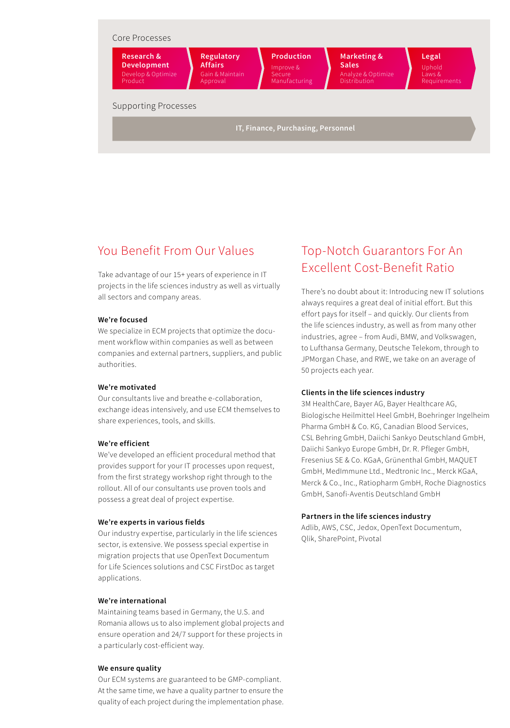Core Processes

| Research & Development | Regulatory Affairs | Production | Marketing & Sales | Legal |
|---|---|---|---|---|
| Develop & Optimize Product | Gain & Maintain Approval | Improve & Secure Manufacturing | Analyze & Optimize Distribution | Uphold Laws & Requirements |

Supporting Processes

IT, Finance, Purchasing, Personnel

## You Benefit From Our Values

Take advantage of our 15+ years of experience in IT projects in the life sciences industry as well as virtually all sectors and company areas.

**We're focused**
We specialize in ECM projects that optimize the document workflow within companies as well as between companies and external partners, suppliers, and public authorities.

**We're motivated**
Our consultants live and breathe e-collaboration, exchange ideas intensively, and use ECM themselves to share experiences, tools, and skills.

**We're efficient**
We've developed an efficient procedural method that provides support for your IT processes upon request, from the first strategy workshop right through to the rollout. All of our consultants use proven tools and possess a great deal of project expertise.

**We're experts in various fields**
Our industry expertise, particularly in the life sciences sector, is extensive. We possess special expertise in migration projects that use OpenText Documentum for Life Sciences solutions and CSC FirstDoc as target applications.

**We're international**
Maintaining teams based in Germany, the U.S. and Romania allows us to also implement global projects and ensure operation and 24/7 support for these projects in a particularly cost-efficient way.

**We ensure quality**
Our ECM systems are guaranteed to be GMP-compliant. At the same time, we have a quality partner to ensure the quality of each project during the implementation phase.

## Top-Notch Guarantors For An Excellent Cost-Benefit Ratio

There's no doubt about it: Introducing new IT solutions always requires a great deal of initial effort. But this effort pays for itself – and quickly. Our clients from the life sciences industry, as well as from many other industries, agree – from Audi, BMW, and Volkswagen, to Lufthansa Germany, Deutsche Telekom, through to JPMorgan Chase, and RWE, we take on an average of 50 projects each year.

**Clients in the life sciences industry**
3M HealthCare, Bayer AG, Bayer Healthcare AG, Biologische Heilmittel Heel GmbH, Boehringer Ingelheim Pharma GmbH & Co. KG, Canadian Blood Services, CSL Behring GmbH, Daiichi Sankyo Deutschland GmbH, Daiichi Sankyo Europe GmbH, Dr. R. Pfleger GmbH, Fresenius SE & Co. KGaA, Grünenthal GmbH, MAQUET GmbH, MedImmune Ltd., Medtronic Inc., Merck KGaA, Merck & Co., Inc., Ratiopharm GmbH, Roche Diagnostics GmbH, Sanofi-Aventis Deutschland GmbH

**Partners in the life sciences industry**
Adlib, AWS, CSC, Jedox, OpenText Documentum, Qlik, SharePoint, Pivotal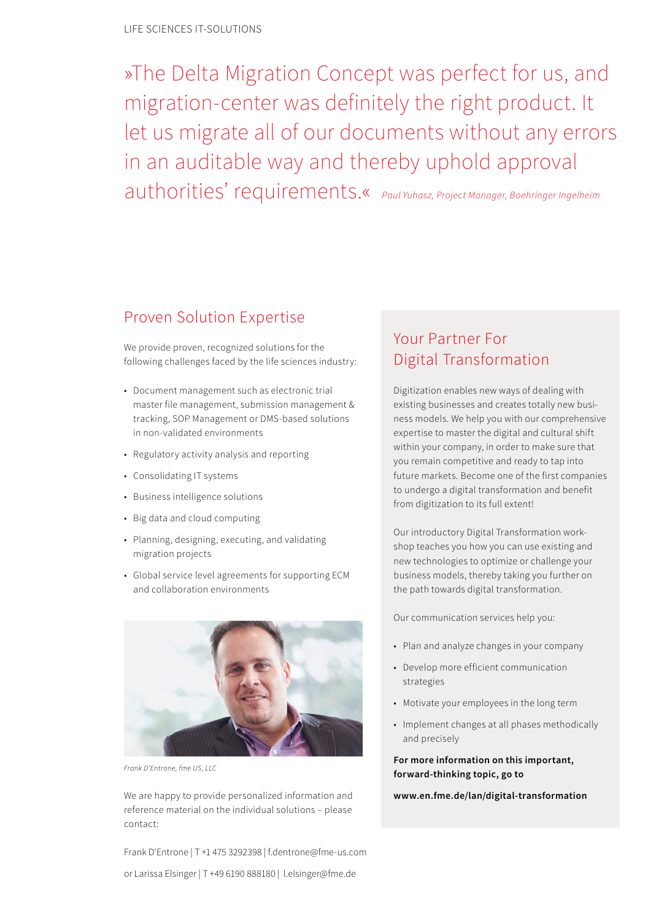LIFE SCIENCES IT-SOLUTIONS

»The Delta Migration Concept was perfect for us, and migration-center was definitely the right product. It let us migrate all of our documents without any errors in an auditable way and thereby uphold approval authorities' requirements.« *Paul Yuhasz, Project Manager, Boehringer Ingelheim*

## Proven Solution Expertise

We provide proven, recognized solutions for the following challenges faced by the life sciences industry:

- Document management such as electronic trial master file management, submission management & tracking, SOP Management or DMS-based solutions in non-validated environments
- Regulatory activity analysis and reporting
- Consolidating IT systems
- Business intelligence solutions
- Big data and cloud computing
- Planning, designing, executing, and validating migration projects
- Global service level agreements for supporting ECM and collaboration environments

*Frank D'Entrone, fme US, LLC*

We are happy to provide personalized information and reference material on the individual solutions – please contact:

Frank D'Entrone | T +1 475 3292398 | f.dentrone@fme-us.com

or Larissa Elsinger | T +49 6190 888180 | l.elsinger@fme.de

## Your Partner For Digital Transformation

Digitization enables new ways of dealing with existing businesses and creates totally new business models. We help you with our comprehensive expertise to master the digital and cultural shift within your company, in order to make sure that you remain competitive and ready to tap into future markets. Become one of the first companies to undergo a digital transformation and benefit from digitization to its full extent!

Our introductory Digital Transformation workshop teaches you how you can use existing and new technologies to optimize or challenge your business models, thereby taking you further on the path towards digital transformation.

Our communication services help you:

- Plan and analyze changes in your company
- Develop more efficient communication strategies
- Motivate your employees in the long term
- Implement changes at all phases methodically and precisely

**For more information on this important, forward-thinking topic, go to**

**www.en.fme.de/lan/digital-transformation**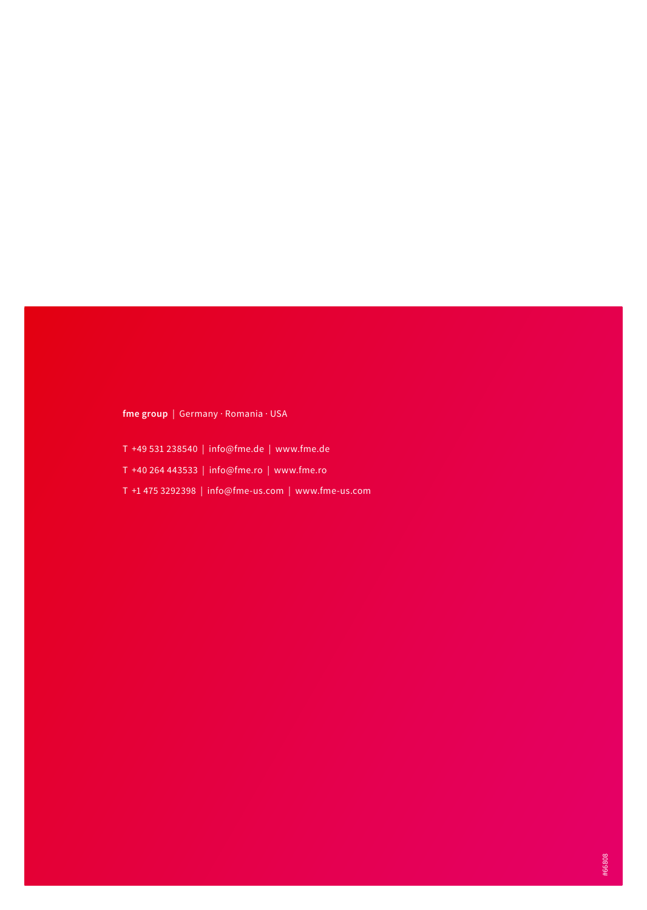**fme group** | Germany · Romania · USA

T +49 531 238540 | info@fme.de | www.fme.de

T +40 264 443533 | info@fme.ro | www.fme.ro

T +1 475 3292398 | info@fme-us.com | www.fme-us.com

#66808